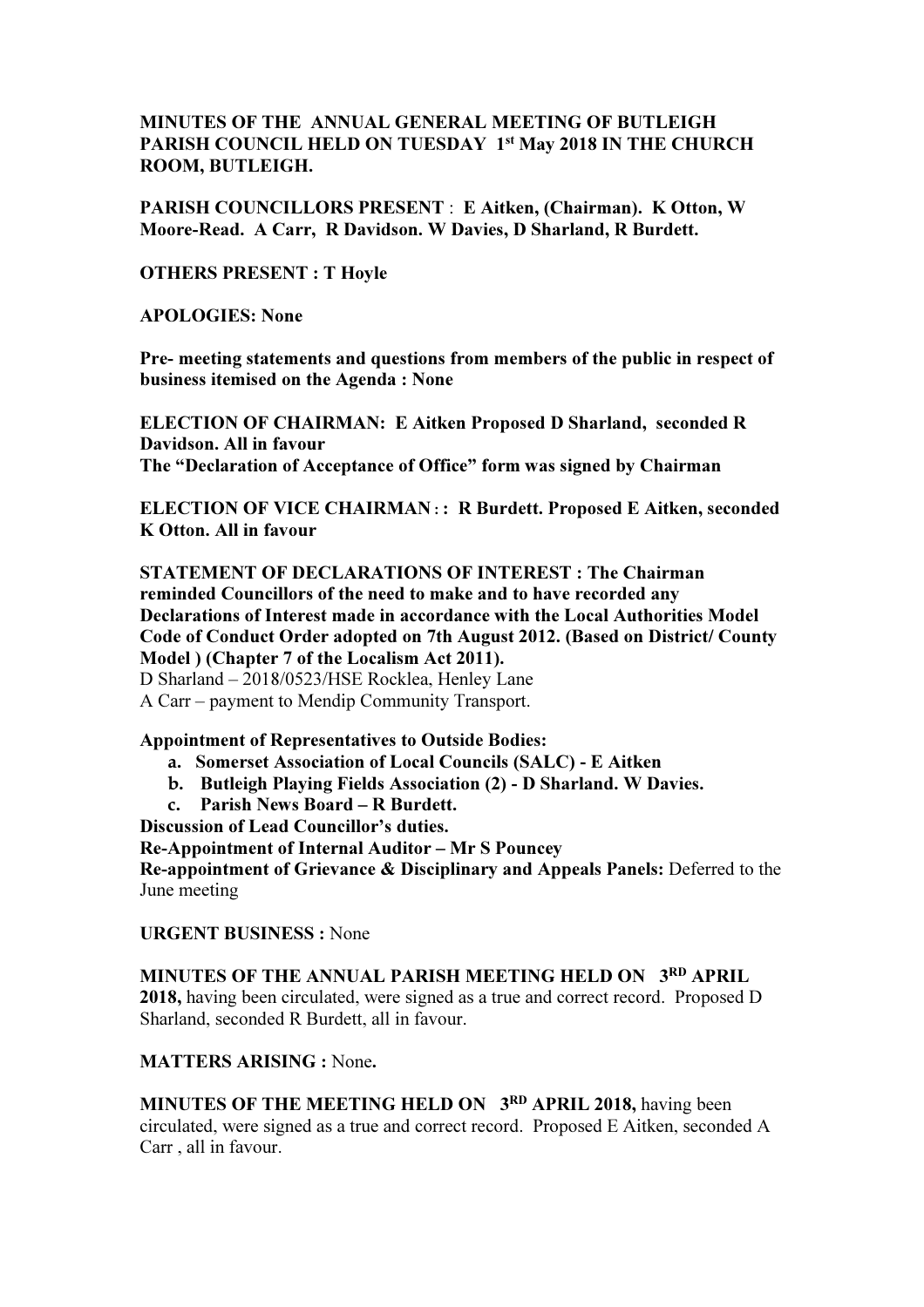**MINUTES OF THE ANNUAL GENERAL MEETING OF BUTLEIGH PARISH COUNCIL HELD ON TUESDAY 1st May 2018 IN THE CHURCH ROOM, BUTLEIGH.**

**PARISH COUNCILLORS PRESENT** : **E Aitken, (Chairman). K Otton, W Moore-Read. A Carr, R Davidson. W Davies, D Sharland, R Burdett.**

**OTHERS PRESENT : T Hoyle**

**APOLOGIES: None**

**Pre- meeting statements and questions from members of the public in respect of business itemised on the Agenda : None**

**ELECTION OF CHAIRMAN: E Aitken Proposed D Sharland, seconded R Davidson. All in favour**
**The "Declaration of Acceptance of Office" form was signed by Chairman**

**ELECTION OF VICE CHAIRMAN : : R Burdett. Proposed E Aitken, seconded K Otton. All in favour**

**STATEMENT OF DECLARATIONS OF INTEREST : The Chairman reminded Councillors of the need to make and to have recorded any Declarations of Interest made in accordance with the Local Authorities Model Code of Conduct Order adopted on 7th August 2012. (Based on District/ County Model ) (Chapter 7 of the Localism Act 2011).**
D Sharland – 2018/0523/HSE Rocklea, Henley Lane
A Carr – payment to Mendip Community Transport.

**Appointment of Representatives to Outside Bodies:**

a. **Somerset Association of Local Councils (SALC) - E Aitken**
b. **Butleigh Playing Fields Association (2) - D Sharland. W Davies.**
c. **Parish News Board – R Burdett.**

**Discussion of Lead Councillor's duties.**
**Re-Appointment of Internal Auditor – Mr S Pouncey**
**Re-appointment of Grievance & Disciplinary and Appeals Panels:** Deferred to the June meeting

**URGENT BUSINESS :** None

**MINUTES OF THE ANNUAL PARISH MEETING HELD ON 3RD APRIL 2018,** having been circulated, were signed as a true and correct record. Proposed D Sharland, seconded R Burdett, all in favour.

**MATTERS ARISING :** None**.**

**MINUTES OF THE MEETING HELD ON 3RD APRIL 2018,** having been circulated, were signed as a true and correct record. Proposed E Aitken, seconded A Carr , all in favour.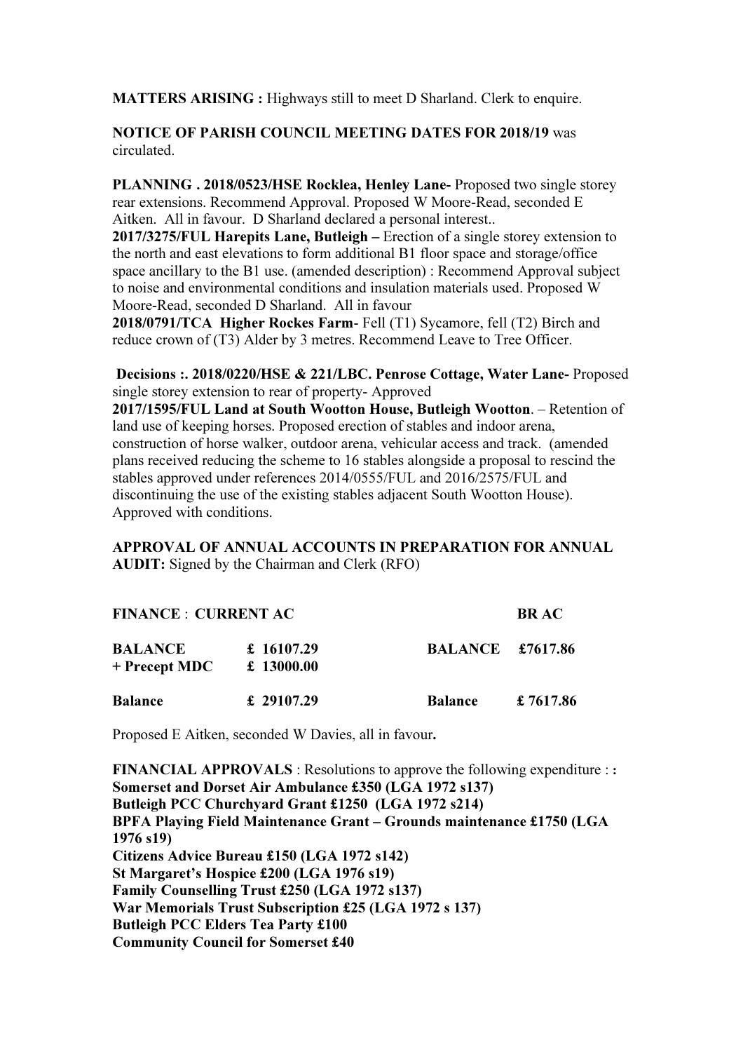**MATTERS ARISING :** Highways still to meet D Sharland. Clerk to enquire.

**NOTICE OF PARISH COUNCIL MEETING DATES FOR 2018/19** was circulated.

**PLANNING . 2018/0523/HSE Rocklea, Henley Lane-** Proposed two single storey rear extensions. Recommend Approval. Proposed W Moore-Read, seconded E Aitken. All in favour. D Sharland declared a personal interest..

**2017/3275/FUL Harepits Lane, Butleigh –** Erection of a single storey extension to the north and east elevations to form additional B1 floor space and storage/office space ancillary to the B1 use. (amended description) : Recommend Approval subject to noise and environmental conditions and insulation materials used. Proposed W Moore-Read, seconded D Sharland. All in favour

**2018/0791/TCA Higher Rockes Farm**- Fell (T1) Sycamore, fell (T2) Birch and reduce crown of (T3) Alder by 3 metres. Recommend Leave to Tree Officer.

**Decisions :. 2018/0220/HSE & 221/LBC. Penrose Cottage, Water Lane-** Proposed single storey extension to rear of property- Approved

**2017/1595/FUL Land at South Wootton House, Butleigh Wootton**. – Retention of land use of keeping horses. Proposed erection of stables and indoor arena, construction of horse walker, outdoor arena, vehicular access and track. (amended plans received reducing the scheme to 16 stables alongside a proposal to rescind the stables approved under references 2014/0555/FUL and 2016/2575/FUL and discontinuing the use of the existing stables adjacent South Wootton House). Approved with conditions.

**APPROVAL OF ANNUAL ACCOUNTS IN PREPARATION FOR ANNUAL AUDIT:** Signed by the Chairman and Clerk (RFO)

| **FINANCE** : **CURRENT AC** | | | **BR AC** |
|---|---|---|---|
| **BALANCE** | **£ 16107.29** | **BALANCE** | **£7617.86** |
| **+ Precept MDC** | **£ 13000.00** | | |
| **Balance** | **£ 29107.29** | **Balance** | **£ 7617.86** |

Proposed E Aitken, seconded W Davies, all in favour**.**

**FINANCIAL APPROVALS** : Resolutions to approve the following expenditure : **:**
**Somerset and Dorset Air Ambulance £350 (LGA 1972 s137)**
**Butleigh PCC Churchyard Grant £1250 (LGA 1972 s214)**
**BPFA Playing Field Maintenance Grant – Grounds maintenance £1750 (LGA 1976 s19)**
**Citizens Advice Bureau £150 (LGA 1972 s142)**
**St Margaret's Hospice £200 (LGA 1976 s19)**
**Family Counselling Trust £250 (LGA 1972 s137)**
**War Memorials Trust Subscription £25 (LGA 1972 s 137)**
**Butleigh PCC Elders Tea Party £100**
**Community Council for Somerset £40**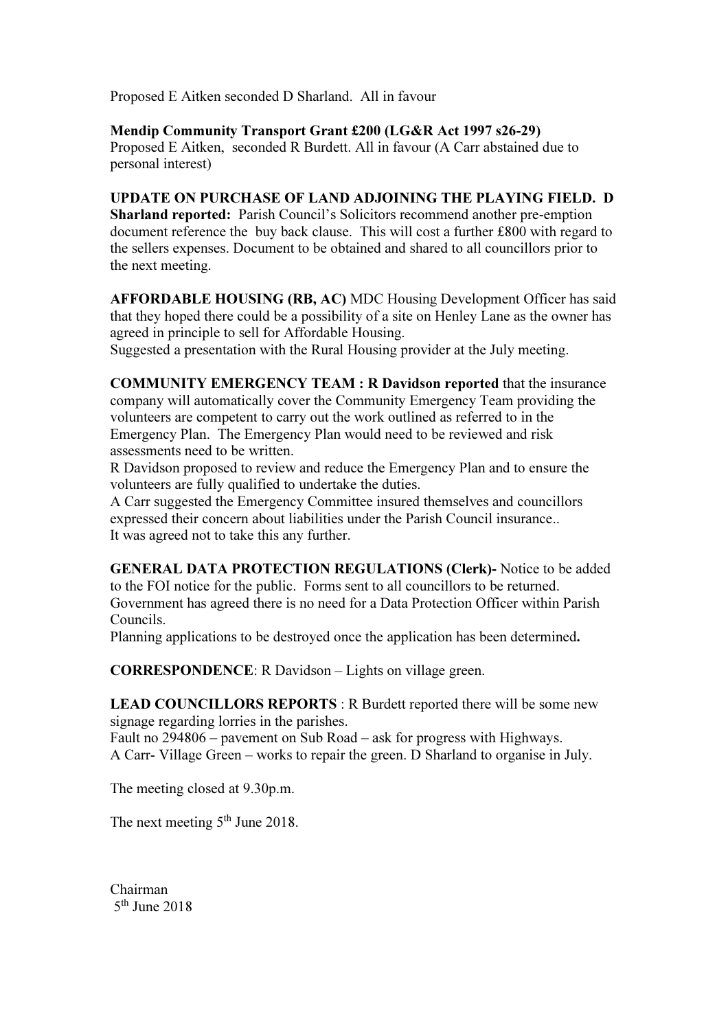Proposed E Aitken seconded D Sharland. All in favour

**Mendip Community Transport Grant £200 (LG&R Act 1997 s26-29)**
Proposed E Aitken, seconded R Burdett. All in favour (A Carr abstained due to personal interest)

**UPDATE ON PURCHASE OF LAND ADJOINING THE PLAYING FIELD. D Sharland reported:** Parish Council's Solicitors recommend another pre-emption document reference the buy back clause. This will cost a further £800 with regard to the sellers expenses. Document to be obtained and shared to all councillors prior to the next meeting.

**AFFORDABLE HOUSING (RB, AC)** MDC Housing Development Officer has said that they hoped there could be a possibility of a site on Henley Lane as the owner has agreed in principle to sell for Affordable Housing.
Suggested a presentation with the Rural Housing provider at the July meeting.

**COMMUNITY EMERGENCY TEAM : R Davidson reported** that the insurance company will automatically cover the Community Emergency Team providing the volunteers are competent to carry out the work outlined as referred to in the Emergency Plan. The Emergency Plan would need to be reviewed and risk assessments need to be written.
R Davidson proposed to review and reduce the Emergency Plan and to ensure the volunteers are fully qualified to undertake the duties.
A Carr suggested the Emergency Committee insured themselves and councillors expressed their concern about liabilities under the Parish Council insurance..
It was agreed not to take this any further.

**GENERAL DATA PROTECTION REGULATIONS (Clerk)-** Notice to be added to the FOI notice for the public. Forms sent to all councillors to be returned. Government has agreed there is no need for a Data Protection Officer within Parish Councils.
Planning applications to be destroyed once the application has been determined**.**

**CORRESPONDENCE**: R Davidson – Lights on village green.

**LEAD COUNCILLORS REPORTS** : R Burdett reported there will be some new signage regarding lorries in the parishes.
Fault no 294806 – pavement on Sub Road – ask for progress with Highways.
A Carr- Village Green – works to repair the green. D Sharland to organise in July.

The meeting closed at 9.30p.m.

The next meeting 5th June 2018.

Chairman
5th June 2018